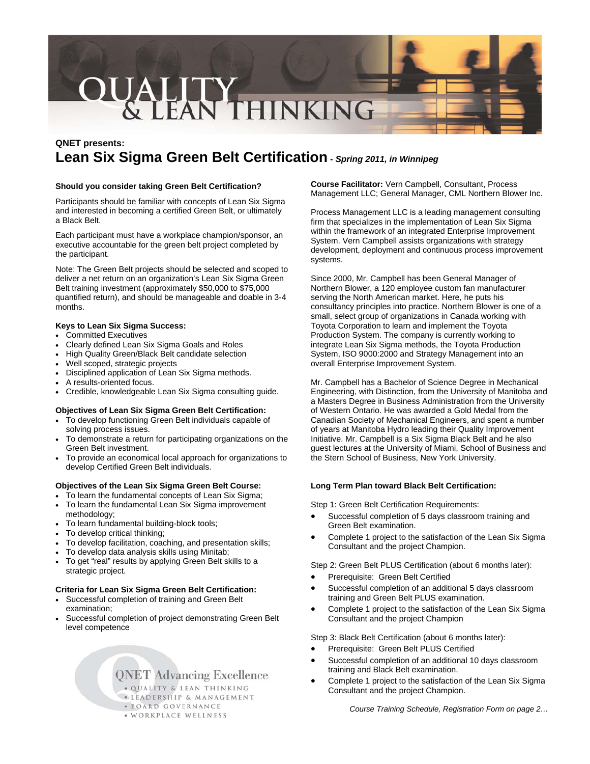# QUALITY & LEAN THINKING

**QNET presents:**

## Lean Six Sigma Green Belt Certification - *Spring 2011, in Winnipeg*

**Should you consider taking Green Belt Certification?**

Participants should be familiar with concepts of Lean Six Sigma and interested in becoming a certified Green Belt, or ultimately a Black Belt.

Each participant must have a workplace champion/sponsor, an executive accountable for the green belt project completed by the participant.

Note: The Green Belt projects should be selected and scoped to deliver a net return on an organization's Lean Six Sigma Green Belt training investment (approximately $50,000 to $75,000 quantified return), and should be manageable and doable in 3-4 months.

**Keys to Lean Six Sigma Success:**

- Committed Executives
- Clearly defined Lean Six Sigma Goals and Roles
- High Quality Green/Black Belt candidate selection
- Well scoped, strategic projects
- Disciplined application of Lean Six Sigma methods.
- A results-oriented focus.
- Credible, knowledgeable Lean Six Sigma consulting guide.

**Objectives of Lean Six Sigma Green Belt Certification:**

- To develop functioning Green Belt individuals capable of solving process issues.
- To demonstrate a return for participating organizations on the Green Belt investment.
- To provide an economical local approach for organizations to develop Certified Green Belt individuals.

**Objectives of the Lean Six Sigma Green Belt Course:**

- To learn the fundamental concepts of Lean Six Sigma;
- To learn the fundamental Lean Six Sigma improvement methodology;
- To learn fundamental building-block tools;
- To develop critical thinking;
- To develop facilitation, coaching, and presentation skills;
- To develop data analysis skills using Minitab;
- To get "real" results by applying Green Belt skills to a strategic project.

**Criteria for Lean Six Sigma Green Belt Certification:**

- Successful completion of training and Green Belt examination;
- Successful completion of project demonstrating Green Belt level competence

QNET Advancing Excellence
- QUALITY & LEAN THINKING
- LEADERSHIP & MANAGEMENT
- BOARD GOVERNANCE
- WORKPLACE WELLNESS

**Course Facilitator:** Vern Campbell, Consultant, Process Management LLC; General Manager, CML Northern Blower Inc.

Process Management LLC is a leading management consulting firm that specializes in the implementation of Lean Six Sigma within the framework of an integrated Enterprise Improvement System. Vern Campbell assists organizations with strategy development, deployment and continuous process improvement systems.

Since 2000, Mr. Campbell has been General Manager of Northern Blower, a 120 employee custom fan manufacturer serving the North American market. Here, he puts his consultancy principles into practice. Northern Blower is one of a small, select group of organizations in Canada working with Toyota Corporation to learn and implement the Toyota Production System. The company is currently working to integrate Lean Six Sigma methods, the Toyota Production System, ISO 9000:2000 and Strategy Management into an overall Enterprise Improvement System.

Mr. Campbell has a Bachelor of Science Degree in Mechanical Engineering, with Distinction, from the University of Manitoba and a Masters Degree in Business Administration from the University of Western Ontario. He was awarded a Gold Medal from the Canadian Society of Mechanical Engineers, and spent a number of years at Manitoba Hydro leading their Quality Improvement Initiative. Mr. Campbell is a Six Sigma Black Belt and he also guest lectures at the University of Miami, School of Business and the Stern School of Business, New York University.

**Long Term Plan toward Black Belt Certification:**

Step 1: Green Belt Certification Requirements:

- Successful completion of 5 days classroom training and Green Belt examination.
- Complete 1 project to the satisfaction of the Lean Six Sigma Consultant and the project Champion.

Step 2: Green Belt PLUS Certification (about 6 months later):

- Prerequisite: Green Belt Certified
- Successful completion of an additional 5 days classroom training and Green Belt PLUS examination.
- Complete 1 project to the satisfaction of the Lean Six Sigma Consultant and the project Champion

Step 3: Black Belt Certification (about 6 months later):

- Prerequisite: Green Belt PLUS Certified
- Successful completion of an additional 10 days classroom training and Black Belt examination.
- Complete 1 project to the satisfaction of the Lean Six Sigma Consultant and the project Champion.

*Course Training Schedule, Registration Form on page 2…*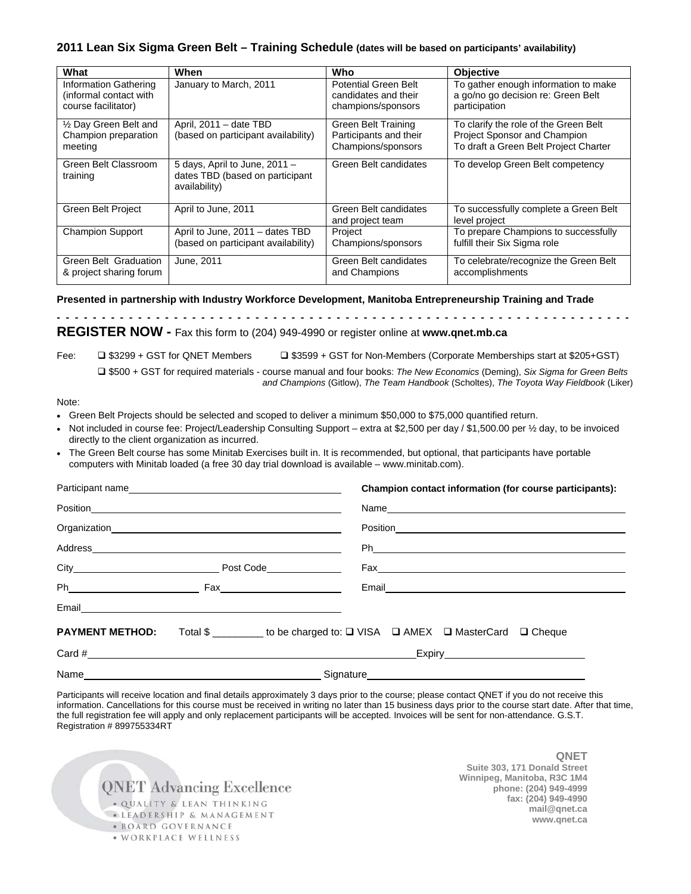## 2011 Lean Six Sigma Green Belt – Training Schedule (dates will be based on participants' availability)

| What | When | Who | Objective |
|---|---|---|---|
| Information Gathering (informal contact with course facilitator) | January to March, 2011 | Potential Green Belt candidates and their champions/sponsors | To gather enough information to make a go/no go decision re: Green Belt participation |
| ½ Day Green Belt and Champion preparation meeting | April, 2011 – date TBD (based on participant availability) | Green Belt Training Participants and their Champions/sponsors | To clarify the role of the Green Belt Project Sponsor and Champion To draft a Green Belt Project Charter |
| Green Belt Classroom training | 5 days, April to June, 2011 – dates TBD (based on participant availability) | Green Belt candidates | To develop Green Belt competency |
| Green Belt Project | April to June, 2011 | Green Belt candidates and project team | To successfully complete a Green Belt level project |
| Champion Support | April to June, 2011 – dates TBD (based on participant availability) | Project Champions/sponsors | To prepare Champions to successfully fulfill their Six Sigma role |
| Green Belt Graduation & project sharing forum | June, 2011 | Green Belt candidates and Champions | To celebrate/recognize the Green Belt accomplishments |

**Presented in partnership with Industry Workforce Development, Manitoba Entrepreneurship Training and Trade**

- - - - - - - - - - - - - - - - - - - - - - - - - - - - - - - - - - - - - - - - - - - - - - - - - - - - - - - - - - - - - - -

## REGISTER NOW - Fax this form to (204) 949-4990 or register online at **www.qnet.mb.ca**

Fee: ☐ $3299 + GST for QNET Members ☐ $3599 + GST for Non-Members (Corporate Memberships start at $205+GST)

☐ $500 + GST for required materials - course manual and four books: *The New Economics* (Deming), *Six Sigma for Green Belts and Champions* (Gitlow), *The Team Handbook* (Scholtes), *The Toyota Way Fieldbook* (Liker)

Note:

- Green Belt Projects should be selected and scoped to deliver a minimum $50,000 to $75,000 quantified return.
- Not included in course fee: Project/Leadership Consulting Support – extra at $2,500 per day / $1,500.00 per ½ day, to be invoiced directly to the client organization as incurred.
- The Green Belt course has some Minitab Exercises built in. It is recommended, but optional, that participants have portable computers with Minitab loaded (a free 30 day trial download is available – www.minitab.com).

Participant name\_\_\_\_\_\_\_\_\_\_\_\_\_\_\_\_\_\_\_\_

Position\_\_\_\_\_\_\_\_\_\_\_\_\_\_\_\_\_\_\_\_

Organization\_\_\_\_\_\_\_\_\_\_\_\_\_\_\_\_\_\_\_\_

Address\_\_\_\_\_\_\_\_\_\_\_\_\_\_\_\_\_\_\_\_

City\_\_\_\_\_\_\_\_\_\_ Post Code\_\_\_\_\_\_\_\_\_\_

Ph\_\_\_\_\_\_\_\_\_\_ Fax\_\_\_\_\_\_\_\_\_\_

Email\_\_\_\_\_\_\_\_\_\_\_\_\_\_\_\_\_\_\_\_

**Champion contact information (for course participants):**

Name\_\_\_\_\_\_\_\_\_\_\_\_\_\_\_\_\_\_\_\_

Position\_\_\_\_\_\_\_\_\_\_\_\_\_\_\_\_\_\_\_\_

Ph\_\_\_\_\_\_\_\_\_\_\_\_\_\_\_\_\_\_\_\_

Fax\_\_\_\_\_\_\_\_\_\_\_\_\_\_\_\_\_\_\_\_

Email\_\_\_\_\_\_\_\_\_\_\_\_\_\_\_\_\_\_\_\_

**PAYMENT METHOD:** Total $ \_\_\_\_\_\_\_\_\_ to be charged to: ☐ VISA ☐ AMEX ☐ MasterCard ☐ Cheque

Card #\_\_\_\_\_\_\_\_\_\_\_\_\_\_\_\_\_\_\_\_ Expiry\_\_\_\_\_\_\_\_\_\_

Name\_\_\_\_\_\_\_\_\_\_\_\_\_\_\_\_\_\_\_\_ Signature\_\_\_\_\_\_\_\_\_\_\_\_\_\_\_\_\_\_\_\_

Participants will receive location and final details approximately 3 days prior to the course; please contact QNET if you do not receive this information. Cancellations for this course must be received in writing no later than 15 business days prior to the course start date. After that time, the full registration fee will apply and only replacement participants will be accepted. Invoices will be sent for non-attendance. G.S.T. Registration # 899755334RT

QNET Advancing Excellence

- QUALITY & LEAN THINKING
- LEADERSHIP & MANAGEMENT
- BOARD GOVERNANCE
- WORKPLACE WELLNESS

**QNET**
**Suite 303, 171 Donald Street**
**Winnipeg, Manitoba, R3C 1M4**
**phone: (204) 949-4999**
**fax: (204) 949-4990**
**mail@qnet.ca**
**www.qnet.ca**